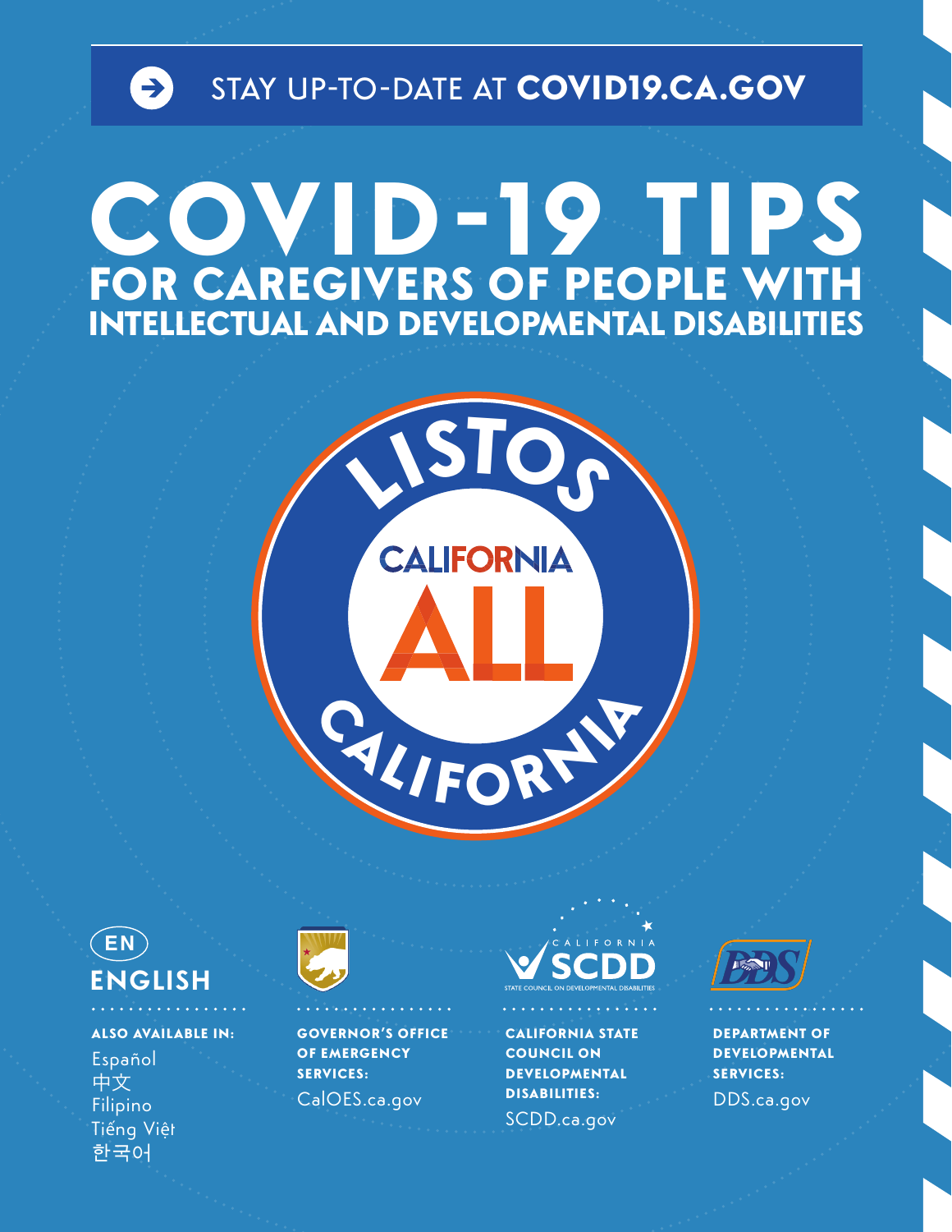STAY UP-TO-DATE AT **COVID19.CA.GOV**

# COVID-19 TIPS
## FOR CAREGIVERS OF PEOPLE WITH INTELLECTUAL AND DEVELOPMENTAL DISABILITIES

LISTOS CALIFORNIA

CALIFORNIA ALL

**EN**

**ENGLISH**

**ALSO AVAILABLE IN:**

Español
中文
Filipino
Tiếng Việt
한국어

**GOVERNOR'S OFFICE OF EMERGENCY SERVICES:**
CalOES.ca.gov

**CALIFORNIA STATE COUNCIL ON DEVELOPMENTAL DISABILITIES:**
SCDD.ca.gov

**DEPARTMENT OF DEVELOPMENTAL SERVICES:**
DDS.ca.gov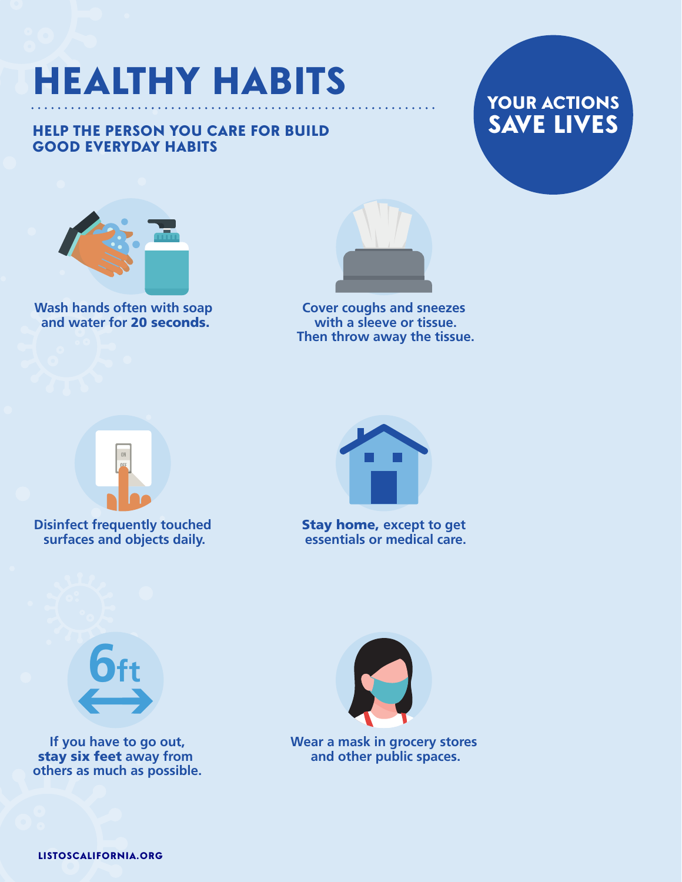# HEALTHY HABITS

## HELP THE PERSON YOU CARE FOR BUILD GOOD EVERYDAY HABITS

**YOUR ACTIONS SAVE LIVES**

Wash hands often with soap and water for **20 seconds.**

Cover coughs and sneezes with a sleeve or tissue. Then throw away the tissue.

Disinfect frequently touched surfaces and objects daily.

**Stay home,** except to get essentials or medical care.

6ft

If you have to go out, **stay six feet** away from others as much as possible.

Wear a mask in grocery stores and other public spaces.

LISTOSCALIFORNIA.ORG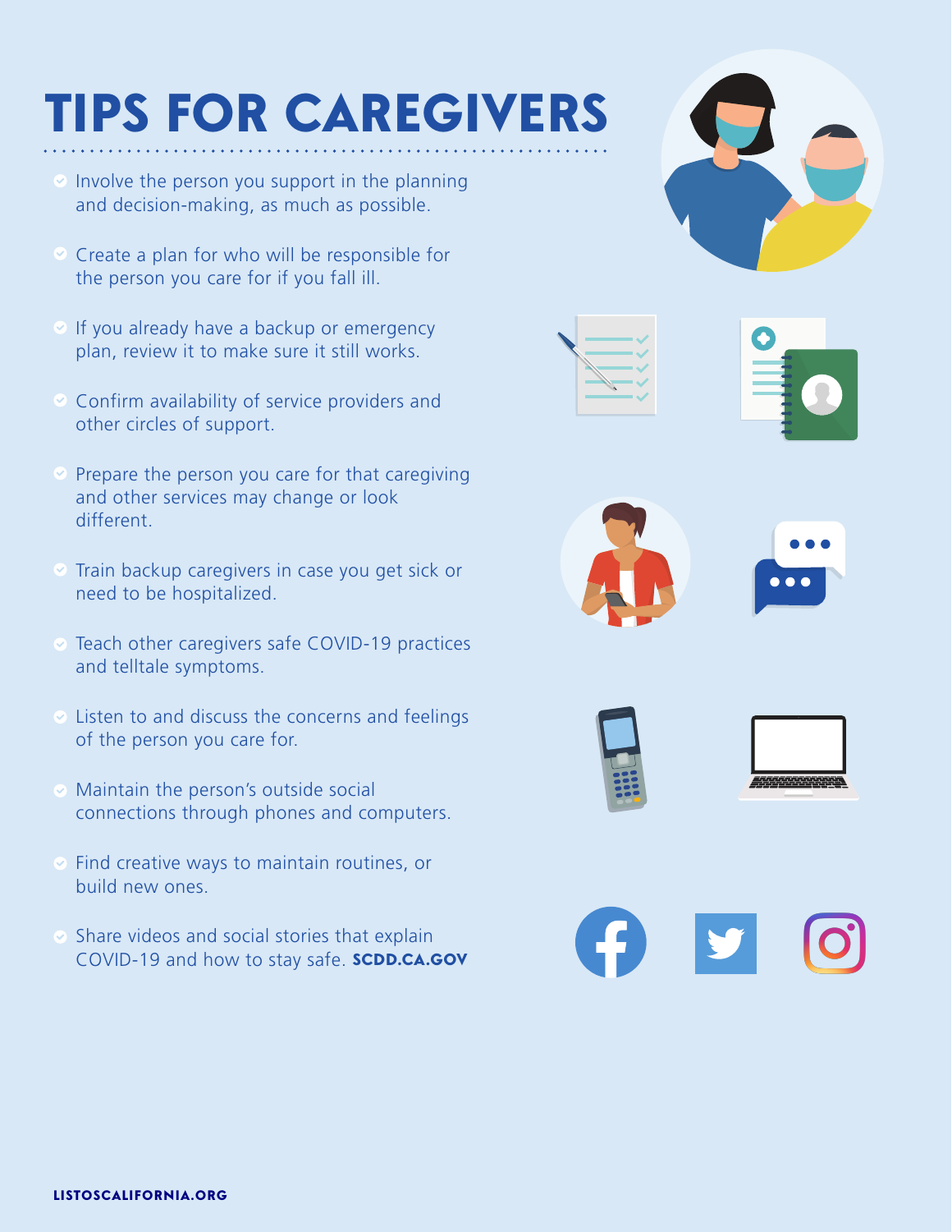# TIPS FOR CAREGIVERS

- Involve the person you support in the planning and decision-making, as much as possible.
- Create a plan for who will be responsible for the person you care for if you fall ill.
- If you already have a backup or emergency plan, review it to make sure it still works.
- Confirm availability of service providers and other circles of support.
- Prepare the person you care for that caregiving and other services may change or look different.
- Train backup caregivers in case you get sick or need to be hospitalized.
- Teach other caregivers safe COVID-19 practices and telltale symptoms.
- Listen to and discuss the concerns and feelings of the person you care for.
- Maintain the person's outside social connections through phones and computers.
- Find creative ways to maintain routines, or build new ones.
- Share videos and social stories that explain COVID-19 and how to stay safe. **SCDD.CA.GOV**

**LISTOSCALIFORNIA.ORG**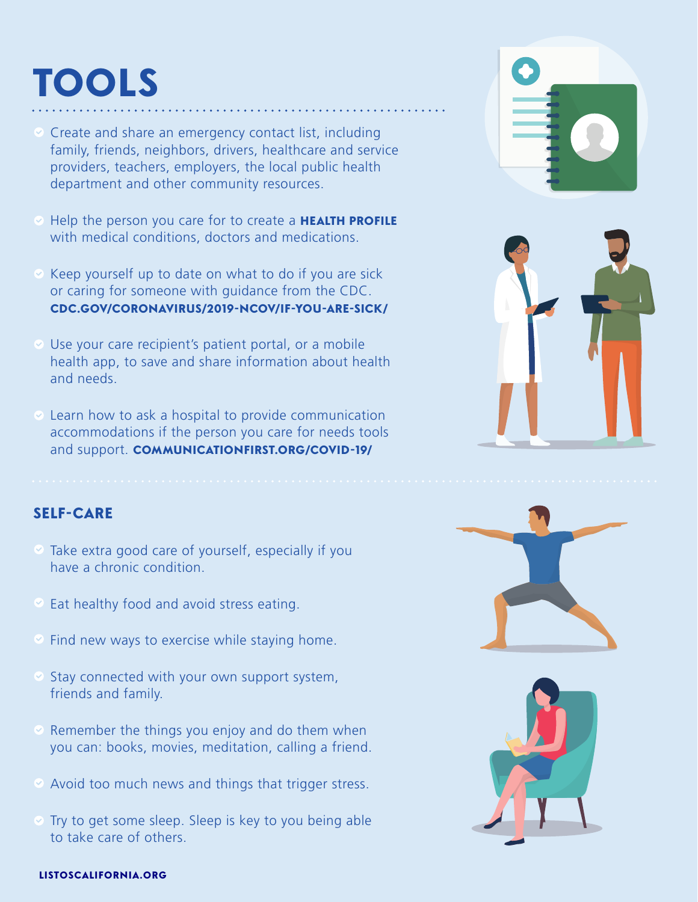# TOOLS

- Create and share an emergency contact list, including family, friends, neighbors, drivers, healthcare and service providers, teachers, employers, the local public health department and other community resources.
- Help the person you care for to create a **HEALTH PROFILE** with medical conditions, doctors and medications.
- Keep yourself up to date on what to do if you are sick or caring for someone with guidance from the CDC. **CDC.GOV/CORONAVIRUS/2019-NCOV/IF-YOU-ARE-SICK/**
- Use your care recipient's patient portal, or a mobile health app, to save and share information about health and needs.
- Learn how to ask a hospital to provide communication accommodations if the person you care for needs tools and support. **COMMUNICATIONFIRST.ORG/COVID-19/**

## SELF-CARE

- Take extra good care of yourself, especially if you have a chronic condition.
- Eat healthy food and avoid stress eating.
- Find new ways to exercise while staying home.
- Stay connected with your own support system, friends and family.
- Remember the things you enjoy and do them when you can: books, movies, meditation, calling a friend.
- Avoid too much news and things that trigger stress.
- Try to get some sleep. Sleep is key to you being able to take care of others.

**LISTOSCALIFORNIA.ORG**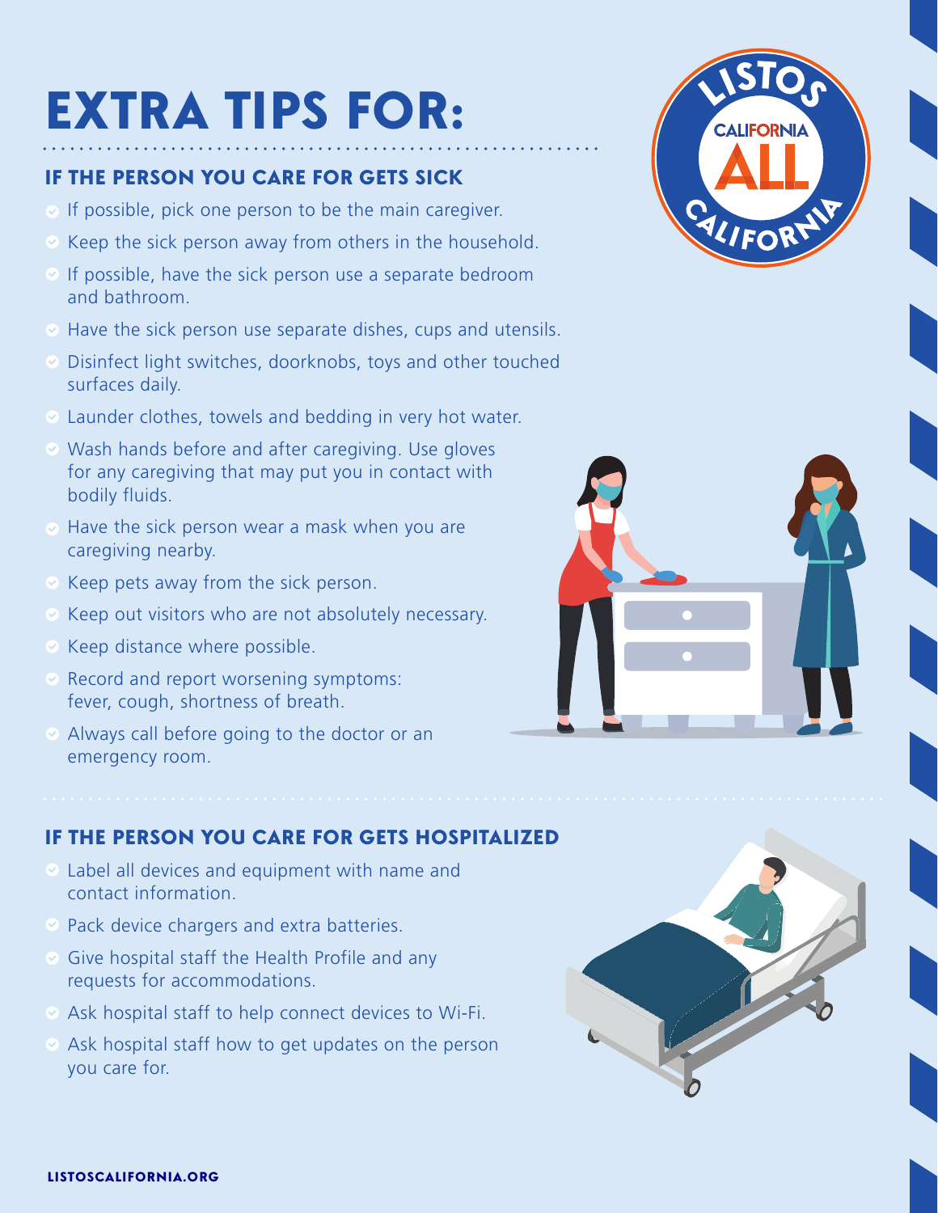# EXTRA TIPS FOR:

## IF THE PERSON YOU CARE FOR GETS SICK

- If possible, pick one person to be the main caregiver.
- Keep the sick person away from others in the household.
- If possible, have the sick person use a separate bedroom and bathroom.
- Have the sick person use separate dishes, cups and utensils.
- Disinfect light switches, doorknobs, toys and other touched surfaces daily.
- Launder clothes, towels and bedding in very hot water.
- Wash hands before and after caregiving. Use gloves for any caregiving that may put you in contact with bodily fluids.
- Have the sick person wear a mask when you are caregiving nearby.
- Keep pets away from the sick person.
- Keep out visitors who are not absolutely necessary.
- Keep distance where possible.
- Record and report worsening symptoms: fever, cough, shortness of breath.
- Always call before going to the doctor or an emergency room.

## IF THE PERSON YOU CARE FOR GETS HOSPITALIZED

- Label all devices and equipment with name and contact information.
- Pack device chargers and extra batteries.
- Give hospital staff the Health Profile and any requests for accommodations.
- Ask hospital staff to help connect devices to Wi-Fi.
- Ask hospital staff how to get updates on the person you care for.

LISTOSCALIFORNIA.ORG